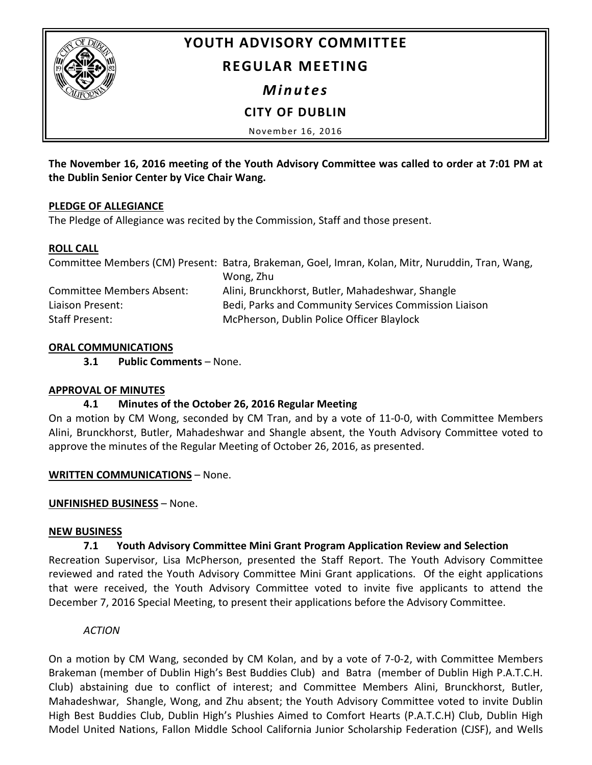# YOUTH ADVISORY COMMITTEE

## REGULAR MEETING

### *Minutes*

### CITY OF DUBLIN

November 16, 2016

**The November 16, 2016 meeting of the Youth Advisory Committee was called to order at 7:01 PM at the Dublin Senior Center by Vice Chair Wang.**

**PLEDGE OF ALLEGIANCE**

The Pledge of Allegiance was recited by the Commission, Staff and those present.

**ROLL CALL**

| | |
|---|---|
| Committee Members (CM) Present: | Batra, Brakeman, Goel, Imran, Kolan, Mitr, Nuruddin, Tran, Wang, Wong, Zhu |
| Committee Members Absent: | Alini, Brunckhorst, Butler, Mahadeshwar, Shangle |
| Liaison Present: | Bedi, Parks and Community Services Commission Liaison |
| Staff Present: | McPherson, Dublin Police Officer Blaylock |

**ORAL COMMUNICATIONS**

**3.1 Public Comments** – None.

**APPROVAL OF MINUTES**

**4.1 Minutes of the October 26, 2016 Regular Meeting**

On a motion by CM Wong, seconded by CM Tran, and by a vote of 11-0-0, with Committee Members Alini, Brunckhorst, Butler, Mahadeshwar and Shangle absent, the Youth Advisory Committee voted to approve the minutes of the Regular Meeting of October 26, 2016, as presented.

**WRITTEN COMMUNICATIONS** – None.

**UNFINISHED BUSINESS** – None.

**NEW BUSINESS**

**7.1 Youth Advisory Committee Mini Grant Program Application Review and Selection**

Recreation Supervisor, Lisa McPherson, presented the Staff Report. The Youth Advisory Committee reviewed and rated the Youth Advisory Committee Mini Grant applications. Of the eight applications that were received, the Youth Advisory Committee voted to invite five applicants to attend the December 7, 2016 Special Meeting, to present their applications before the Advisory Committee.

*ACTION*

On a motion by CM Wang, seconded by CM Kolan, and by a vote of 7-0-2, with Committee Members Brakeman (member of Dublin High's Best Buddies Club) and Batra (member of Dublin High P.A.T.C.H. Club) abstaining due to conflict of interest; and Committee Members Alini, Brunckhorst, Butler, Mahadeshwar, Shangle, Wong, and Zhu absent; the Youth Advisory Committee voted to invite Dublin High Best Buddies Club, Dublin High's Plushies Aimed to Comfort Hearts (P.A.T.C.H) Club, Dublin High Model United Nations, Fallon Middle School California Junior Scholarship Federation (CJSF), and Wells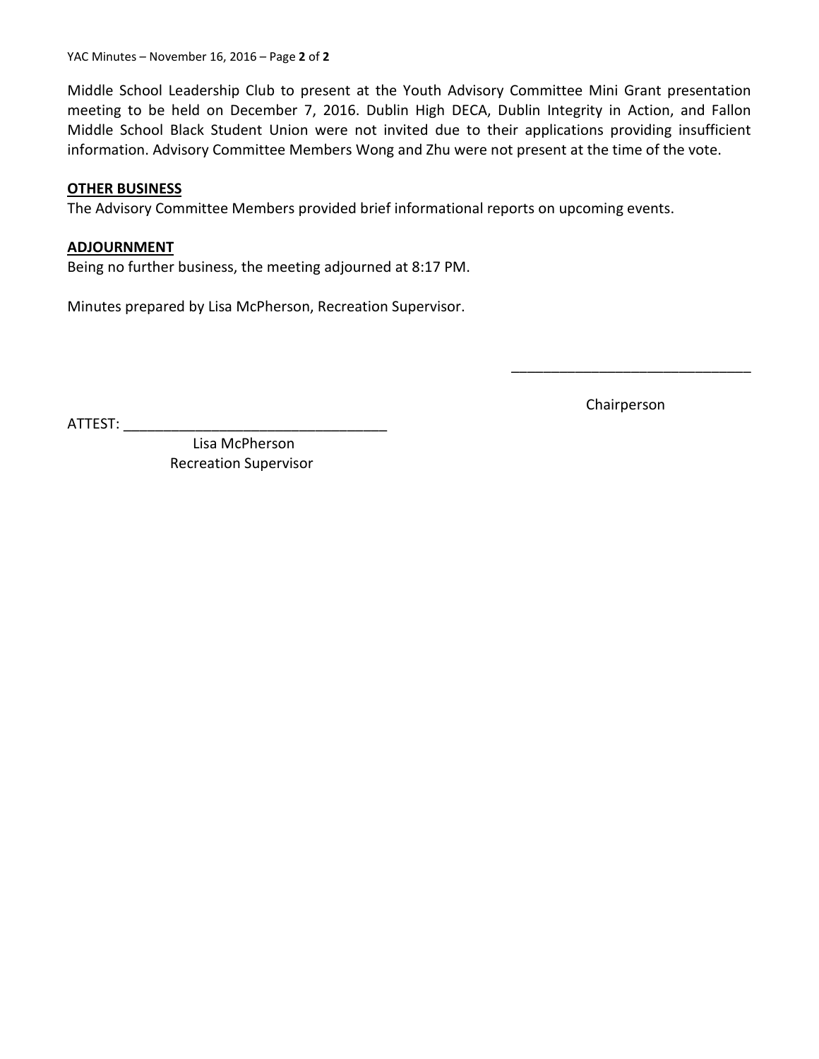Middle School Leadership Club to present at the Youth Advisory Committee Mini Grant presentation meeting to be held on December 7, 2016. Dublin High DECA, Dublin Integrity in Action, and Fallon Middle School Black Student Union were not invited due to their applications providing insufficient information. Advisory Committee Members Wong and Zhu were not present at the time of the vote.

**OTHER BUSINESS**

The Advisory Committee Members provided brief informational reports on upcoming events.

**ADJOURNMENT**

Being no further business, the meeting adjourned at 8:17 PM.

Minutes prepared by Lisa McPherson, Recreation Supervisor.

______________________________

Chairperson

ATTEST: ________________________________

Lisa McPherson
Recreation Supervisor